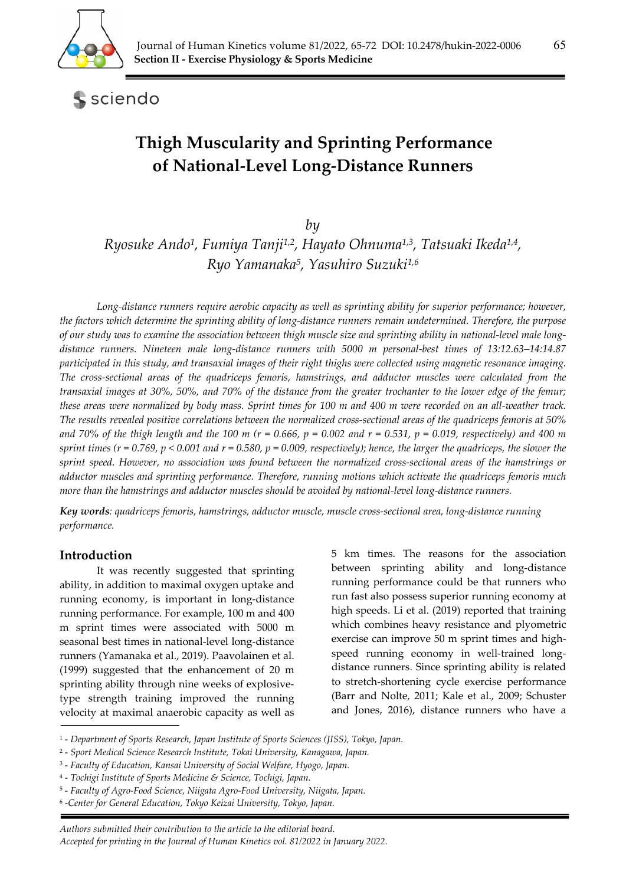# Thigh Muscularity and Sprinting Performance of National-Level Long-Distance Runners

*by*

*Ryosuke Ando[1], Fumiya Tanji[1,2], Hayato Ohnuma[1,3], Tatsuaki Ikeda[1,4], Ryo Yamanaka[5], Yasuhiro Suzuki[1,6]*

*Long-distance runners require aerobic capacity as well as sprinting ability for superior performance; however, the factors which determine the sprinting ability of long-distance runners remain undetermined. Therefore, the purpose of our study was to examine the association between thigh muscle size and sprinting ability in national-level male long-distance runners. Nineteen male long-distance runners with 5000 m personal-best times of 13:12.63–14:14.87 participated in this study, and transaxial images of their right thighs were collected using magnetic resonance imaging. The cross-sectional areas of the quadriceps femoris, hamstrings, and adductor muscles were calculated from the transaxial images at 30%, 50%, and 70% of the distance from the greater trochanter to the lower edge of the femur; these areas were normalized by body mass. Sprint times for 100 m and 400 m were recorded on an all-weather track. The results revealed positive correlations between the normalized cross-sectional areas of the quadriceps femoris at 50% and 70% of the thigh length and the 100 m ($r = 0.666$, $p = 0.002$ and $r = 0.531$, $p = 0.019$, respectively) and 400 m sprint times ($r = 0.769$, $p < 0.001$ and $r = 0.580$, $p = 0.009$, respectively); hence, the larger the quadriceps, the slower the sprint speed. However, no association was found between the normalized cross-sectional areas of the hamstrings or adductor muscles and sprinting performance. Therefore, running motions which activate the quadriceps femoris much more than the hamstrings and adductor muscles should be avoided by national-level long-distance runners.*

***Key words**: quadriceps femoris, hamstrings, adductor muscle, muscle cross-sectional area, long-distance running performance.*

## Introduction

It was recently suggested that sprinting ability, in addition to maximal oxygen uptake and running economy, is important in long-distance running performance. For example, 100 m and 400 m sprint times were associated with 5000 m seasonal best times in national-level long-distance runners (Yamanaka et al., 2019). Paavolainen et al. (1999) suggested that the enhancement of 20 m sprinting ability through nine weeks of explosive-type strength training improved the running velocity at maximal anaerobic capacity as well as 5 km times. The reasons for the association between sprinting ability and long-distance running performance could be that runners who run fast also possess superior running economy at high speeds. Li et al. (2019) reported that training which combines heavy resistance and plyometric exercise can improve 50 m sprint times and high-speed running economy in well-trained long-distance runners. Since sprinting ability is related to stretch-shortening cycle exercise performance (Barr and Nolte, 2011; Kale et al., 2009; Schuster and Jones, 2016), distance runners who have a

---

[1] - *Department of Sports Research, Japan Institute of Sports Sciences (JISS), Tokyo, Japan.*
[2] - *Sport Medical Science Research Institute, Tokai University, Kanagawa, Japan.*
[3] - *Faculty of Education, Kansai University of Social Welfare, Hyogo, Japan.*
[4] - *Tochigi Institute of Sports Medicine & Science, Tochigi, Japan.*
[5] - *Faculty of Agro-Food Science, Niigata Agro-Food University, Niigata, Japan.*
[6] -*Center for General Education, Tokyo Keizai University, Tokyo, Japan.*

*Authors submitted their contribution to the article to the editorial board.*
*Accepted for printing in the Journal of Human Kinetics vol. 81/2022 in January 2022.*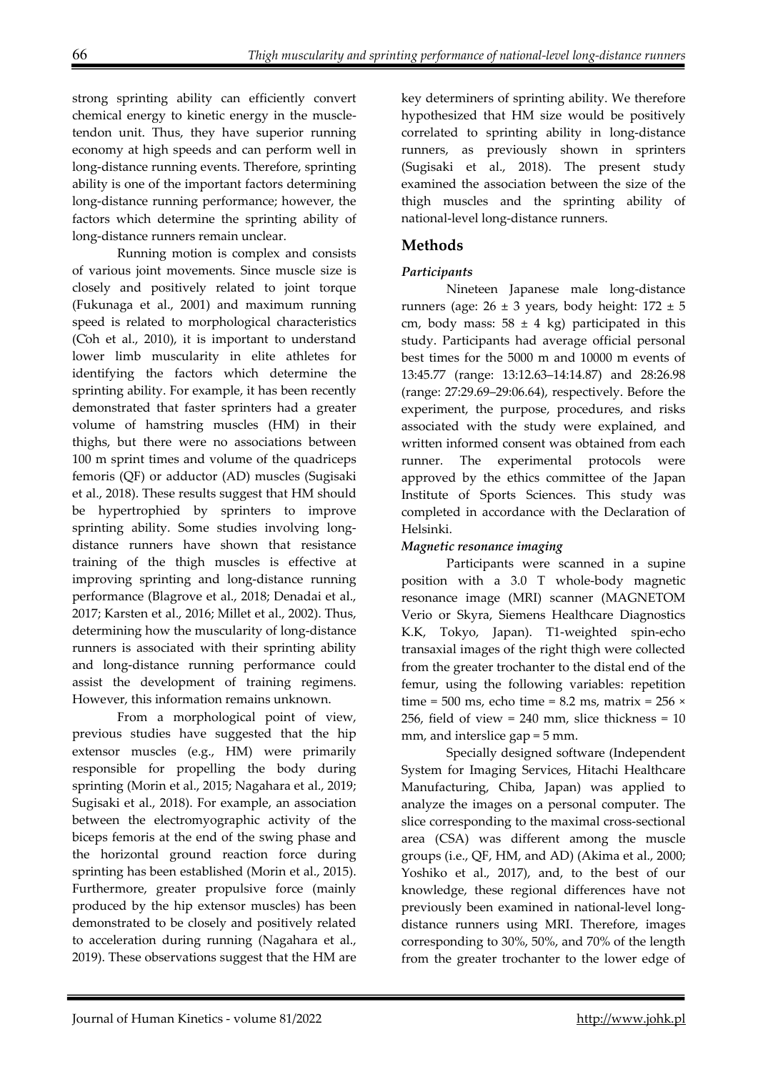strong sprinting ability can efficiently convert chemical energy to kinetic energy in the muscle-tendon unit. Thus, they have superior running economy at high speeds and can perform well in long-distance running events. Therefore, sprinting ability is one of the important factors determining long-distance running performance; however, the factors which determine the sprinting ability of long-distance runners remain unclear.

Running motion is complex and consists of various joint movements. Since muscle size is closely and positively related to joint torque (Fukunaga et al., 2001) and maximum running speed is related to morphological characteristics (Čoh et al., 2010), it is important to understand lower limb muscularity in elite athletes for identifying the factors which determine the sprinting ability. For example, it has been recently demonstrated that faster sprinters had a greater volume of hamstring muscles (HM) in their thighs, but there were no associations between 100 m sprint times and volume of the quadriceps femoris (QF) or adductor (AD) muscles (Sugisaki et al., 2018). These results suggest that HM should be hypertrophied by sprinters to improve sprinting ability. Some studies involving long-distance runners have shown that resistance training of the thigh muscles is effective at improving sprinting and long-distance running performance (Blagrove et al., 2018; Denadai et al., 2017; Karsten et al., 2016; Millet et al., 2002). Thus, determining how the muscularity of long-distance runners is associated with their sprinting ability and long-distance running performance could assist the development of training regimens. However, this information remains unknown.

From a morphological point of view, previous studies have suggested that the hip extensor muscles (e.g., HM) were primarily responsible for propelling the body during sprinting (Morin et al., 2015; Nagahara et al., 2019; Sugisaki et al., 2018). For example, an association between the electromyographic activity of the biceps femoris at the end of the swing phase and the horizontal ground reaction force during sprinting has been established (Morin et al., 2015). Furthermore, greater propulsive force (mainly produced by the hip extensor muscles) has been demonstrated to be closely and positively related to acceleration during running (Nagahara et al., 2019). These observations suggest that the HM are key determiners of sprinting ability. We therefore hypothesized that HM size would be positively correlated to sprinting ability in long-distance runners, as previously shown in sprinters (Sugisaki et al., 2018). The present study examined the association between the size of the thigh muscles and the sprinting ability of national-level long-distance runners.

## Methods

### *Participants*

Nineteen Japanese male long-distance runners (age: 26 ± 3 years, body height: 172 ± 5 cm, body mass: 58 ± 4 kg) participated in this study. Participants had average official personal best times for the 5000 m and 10000 m events of 13:45.77 (range: 13:12.63–14:14.87) and 28:26.98 (range: 27:29.69–29:06.64), respectively. Before the experiment, the purpose, procedures, and risks associated with the study were explained, and written informed consent was obtained from each runner. The experimental protocols were approved by the ethics committee of the Japan Institute of Sports Sciences. This study was completed in accordance with the Declaration of Helsinki.

### *Magnetic resonance imaging*

Participants were scanned in a supine position with a 3.0 T whole-body magnetic resonance image (MRI) scanner (MAGNETOM Verio or Skyra, Siemens Healthcare Diagnostics K.K, Tokyo, Japan). T1-weighted spin-echo transaxial images of the right thigh were collected from the greater trochanter to the distal end of the femur, using the following variables: repetition time = 500 ms, echo time = 8.2 ms, matrix = 256 × 256, field of view = 240 mm, slice thickness = 10 mm, and interslice gap = 5 mm.

Specially designed software (Independent System for Imaging Services, Hitachi Healthcare Manufacturing, Chiba, Japan) was applied to analyze the images on a personal computer. The slice corresponding to the maximal cross-sectional area (CSA) was different among the muscle groups (i.e., QF, HM, and AD) (Akima et al., 2000; Yoshiko et al., 2017), and, to the best of our knowledge, these regional differences have not previously been examined in national-level long-distance runners using MRI. Therefore, images corresponding to 30%, 50%, and 70% of the length from the greater trochanter to the lower edge of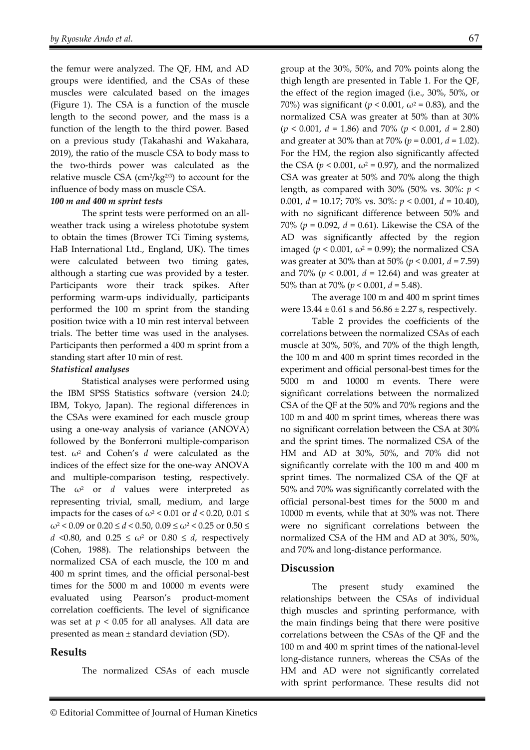the femur were analyzed. The QF, HM, and AD groups were identified, and the CSAs of these muscles were calculated based on the images (Figure 1). The CSA is a function of the muscle length to the second power, and the mass is a function of the length to the third power. Based on a previous study (Takahashi and Wakahara, 2019), the ratio of the muscle CSA to body mass to the two-thirds power was calculated as the relative muscle CSA ($cm^2/kg^{2/3}$) to account for the influence of body mass on muscle CSA.

***100 m and 400 m sprint tests***

The sprint tests were performed on an all-weather track using a wireless phototube system to obtain the times (Brower TCi Timing systems, HaB International Ltd., England, UK). The times were calculated between two timing gates, although a starting cue was provided by a tester. Participants wore their track spikes. After performing warm-ups individually, participants performed the 100 m sprint from the standing position twice with a 10 min rest interval between trials. The better time was used in the analyses. Participants then performed a 400 m sprint from a standing start after 10 min of rest.

***Statistical analyses***

Statistical analyses were performed using the IBM SPSS Statistics software (version 24.0; IBM, Tokyo, Japan). The regional differences in the CSAs were examined for each muscle group using a one-way analysis of variance (ANOVA) followed by the Bonferroni multiple-comparison test. $\omega^2$ and Cohen's $d$ were calculated as the indices of the effect size for the one-way ANOVA and multiple-comparison testing, respectively. The $\omega^2$ or $d$ values were interpreted as representing trivial, small, medium, and large impacts for the cases of $\omega^2 < 0.01$ or $d < 0.20$, $0.01 \leq \omega^2 < 0.09$ or $0.20 \leq d < 0.50$, $0.09 \leq \omega^2 < 0.25$ or $0.50 \leq d < 0.80$, and $0.25 \leq \omega^2$ or $0.80 \leq d$, respectively (Cohen, 1988). The relationships between the normalized CSA of each muscle, the 100 m and 400 m sprint times, and the official personal-best times for the 5000 m and 10000 m events were evaluated using Pearson's product-moment correlation coefficients. The level of significance was set at $p < 0.05$ for all analyses. All data are presented as mean ± standard deviation (SD).

## Results

The normalized CSAs of each muscle group at the 30%, 50%, and 70% points along the thigh length are presented in Table 1. For the QF, the effect of the region imaged (i.e., 30%, 50%, or 70%) was significant ($p < 0.001$, $\omega^2 = 0.83$), and the normalized CSA was greater at 50% than at 30% ($p < 0.001$, $d = 1.86$) and 70% ($p < 0.001$, $d = 2.80$) and greater at 30% than at 70% ($p = 0.001$, $d = 1.02$). For the HM, the region also significantly affected the CSA ($p < 0.001$, $\omega^2 = 0.97$), and the normalized CSA was greater at 50% and 70% along the thigh length, as compared with 30% (50% vs. 30%: $p < 0.001$, $d = 10.17$; 70% vs. 30%: $p < 0.001$, $d = 10.40$), with no significant difference between 50% and 70% ($p = 0.092$, $d = 0.61$). Likewise the CSA of the AD was significantly affected by the region imaged ($p < 0.001$, $\omega^2 = 0.99$); the normalized CSA was greater at 30% than at 50% ($p < 0.001$, $d = 7.59$) and 70% ($p < 0.001$, $d = 12.64$) and was greater at 50% than at 70% ($p < 0.001$, $d = 5.48$).

The average 100 m and 400 m sprint times were 13.44 ± 0.61 s and 56.86 ± 2.27 s, respectively.

Table 2 provides the coefficients of the correlations between the normalized CSAs of each muscle at 30%, 50%, and 70% of the thigh length, the 100 m and 400 m sprint times recorded in the experiment and official personal-best times for the 5000 m and 10000 m events. There were significant correlations between the normalized CSA of the QF at the 50% and 70% regions and the 100 m and 400 m sprint times, whereas there was no significant correlation between the CSA at 30% and the sprint times. The normalized CSA of the HM and AD at 30%, 50%, and 70% did not significantly correlate with the 100 m and 400 m sprint times. The normalized CSA of the QF at 50% and 70% was significantly correlated with the official personal-best times for the 5000 m and 10000 m events, while that at 30% was not. There were no significant correlations between the normalized CSA of the HM and AD at 30%, 50%, and 70% and long-distance performance.

## Discussion

The present study examined the relationships between the CSAs of individual thigh muscles and sprinting performance, with the main findings being that there were positive correlations between the CSAs of the QF and the 100 m and 400 m sprint times of the national-level long-distance runners, whereas the CSAs of the HM and AD were not significantly correlated with sprint performance. These results did not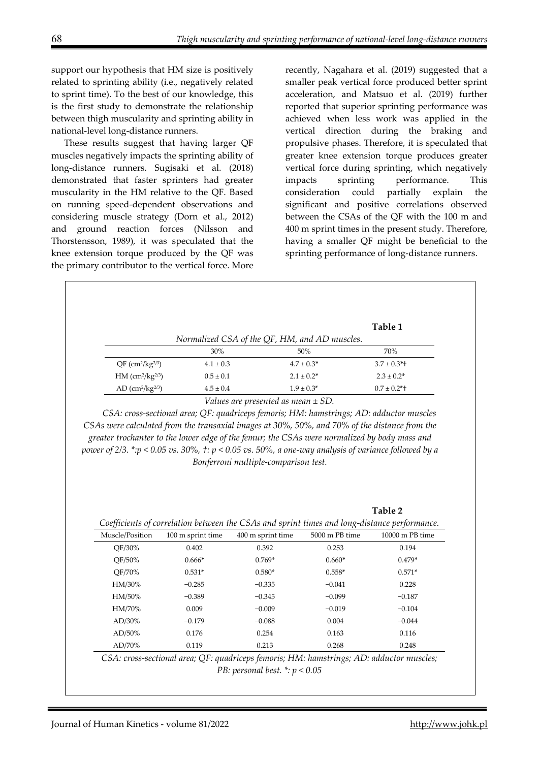support our hypothesis that HM size is positively related to sprinting ability (i.e., negatively related to sprint time). To the best of our knowledge, this is the first study to demonstrate the relationship between thigh muscularity and sprinting ability in national-level long-distance runners.

These results suggest that having larger QF muscles negatively impacts the sprinting ability of long-distance runners. Sugisaki et al. (2018) demonstrated that faster sprinters had greater muscularity in the HM relative to the QF. Based on running speed-dependent observations and considering muscle strategy (Dorn et al., 2012) and ground reaction forces (Nilsson and Thorstensson, 1989), it was speculated that the knee extension torque produced by the QF was the primary contributor to the vertical force. More recently, Nagahara et al. (2019) suggested that a smaller peak vertical force produced better sprint acceleration, and Matsuo et al. (2019) further reported that superior sprinting performance was achieved when less work was applied in the vertical direction during the braking and propulsive phases. Therefore, it is speculated that greater knee extension torque produces greater vertical force during sprinting, which negatively impacts sprinting performance. This consideration could partially explain the significant and positive correlations observed between the CSAs of the QF with the 100 m and 400 m sprint times in the present study. Therefore, having a smaller QF might be beneficial to the sprinting performance of long-distance runners.

**Table 1**

*Normalized CSA of the QF, HM, and AD muscles.*

| | 30% | 50% | 70% |
|---|---|---|---|
| QF ($cm^2/kg^{2/3}$) | 4.1 ± 0.3 | 4.7 ± 0.3* | 3.7 ± 0.3*† |
| HM ($cm^2/kg^{2/3}$) | 0.5 ± 0.1 | 2.1 ± 0.2* | 2.3 ± 0.2* |
| AD ($cm^2/kg^{2/3}$) | 4.5 ± 0.4 | 1.9 ± 0.3* | 0.7 ± 0.2*† |

*Values are presented as mean ± SD.*

*CSA: cross-sectional area; QF: quadriceps femoris; HM: hamstrings; AD: adductor muscles CSAs were calculated from the transaxial images at 30%, 50%, and 70% of the distance from the greater trochanter to the lower edge of the femur; the CSAs were normalized by body mass and power of 2/3. *:$p < 0.05$ vs. 30%, †: $p < 0.05$ vs. 50%, a one-way analysis of variance followed by a Bonferroni multiple-comparison test.*

**Table 2**

*Coefficients of correlation between the CSAs and sprint times and long-distance performance.*

| Muscle/Position | 100 m sprint time | 400 m sprint time | 5000 m PB time | 10000 m PB time |
|---|---|---|---|---|
| QF/30% | 0.402 | 0.392 | 0.253 | 0.194 |
| QF/50% | 0.666* | 0.769* | 0.660* | 0.479* |
| QF/70% | 0.531* | 0.580* | 0.558* | 0.571* |
| HM/30% | −0.285 | −0.335 | −0.041 | 0.228 |
| HM/50% | −0.389 | −0.345 | −0.099 | −0.187 |
| HM/70% | 0.009 | −0.009 | −0.019 | −0.104 |
| AD/30% | −0.179 | −0.088 | 0.004 | −0.044 |
| AD/50% | 0.176 | 0.254 | 0.163 | 0.116 |
| AD/70% | 0.119 | 0.213 | 0.268 | 0.248 |

*CSA: cross-sectional area; QF: quadriceps femoris; HM: hamstrings; AD: adductor muscles; PB: personal best. *: $p < 0.05$*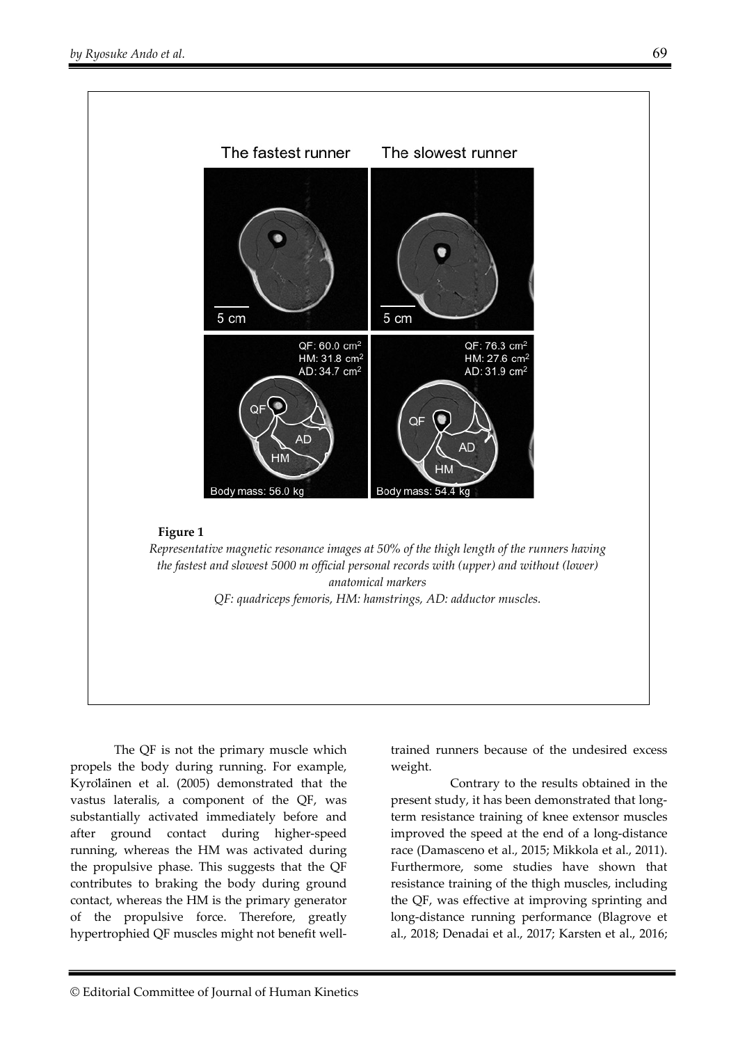**Figure 1**

*Representative magnetic resonance images at 50% of the thigh length of the runners having the fastest and slowest 5000 m official personal records with (upper) and without (lower) anatomical markers*

*QF: quadriceps femoris, HM: hamstrings, AD: adductor muscles.*

The QF is not the primary muscle which propels the body during running. For example, Kyröläinen et al. (2005) demonstrated that the vastus lateralis, a component of the QF, was substantially activated immediately before and after ground contact during higher-speed running, whereas the HM was activated during the propulsive phase. This suggests that the QF contributes to braking the body during ground contact, whereas the HM is the primary generator of the propulsive force. Therefore, greatly hypertrophied QF muscles might not benefit well-trained runners because of the undesired excess weight.

Contrary to the results obtained in the present study, it has been demonstrated that long-term resistance training of knee extensor muscles improved the speed at the end of a long-distance race (Damasceno et al., 2015; Mikkola et al., 2011). Furthermore, some studies have shown that resistance training of the thigh muscles, including the QF, was effective at improving sprinting and long-distance running performance (Blagrove et al., 2018; Denadai et al., 2017; Karsten et al., 2016;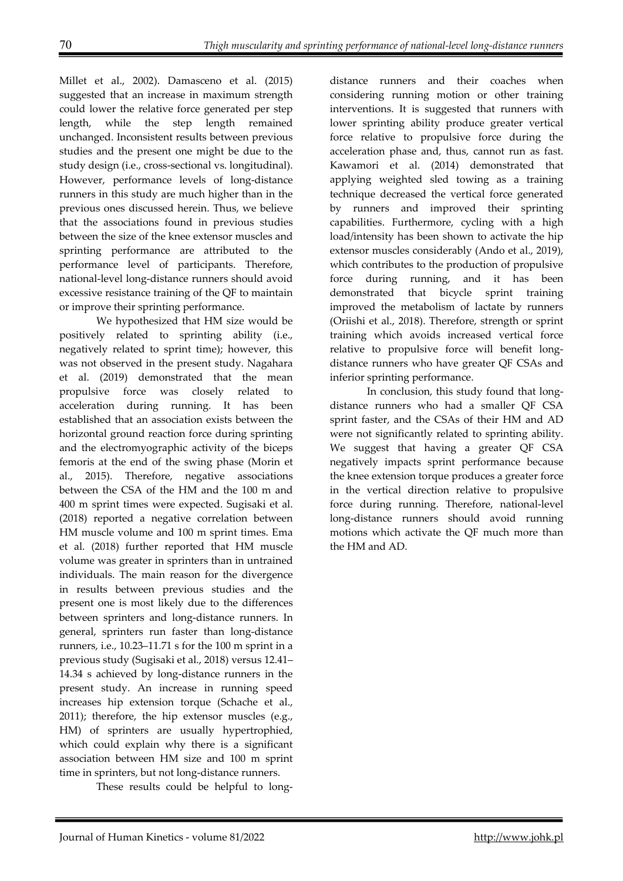Millet et al., 2002). Damasceno et al. (2015) suggested that an increase in maximum strength could lower the relative force generated per step length, while the step length remained unchanged. Inconsistent results between previous studies and the present one might be due to the study design (i.e., cross-sectional vs. longitudinal). However, performance levels of long-distance runners in this study are much higher than in the previous ones discussed herein. Thus, we believe that the associations found in previous studies between the size of the knee extensor muscles and sprinting performance are attributed to the performance level of participants. Therefore, national-level long-distance runners should avoid excessive resistance training of the QF to maintain or improve their sprinting performance.

We hypothesized that HM size would be positively related to sprinting ability (i.e., negatively related to sprint time); however, this was not observed in the present study. Nagahara et al. (2019) demonstrated that the mean propulsive force was closely related to acceleration during running. It has been established that an association exists between the horizontal ground reaction force during sprinting and the electromyographic activity of the biceps femoris at the end of the swing phase (Morin et al., 2015). Therefore, negative associations between the CSA of the HM and the 100 m and 400 m sprint times were expected. Sugisaki et al. (2018) reported a negative correlation between HM muscle volume and 100 m sprint times. Ema et al. (2018) further reported that HM muscle volume was greater in sprinters than in untrained individuals. The main reason for the divergence in results between previous studies and the present one is most likely due to the differences between sprinters and long-distance runners. In general, sprinters run faster than long-distance runners, i.e., 10.23–11.71 s for the 100 m sprint in a previous study (Sugisaki et al., 2018) versus 12.41–14.34 s achieved by long-distance runners in the present study. An increase in running speed increases hip extension torque (Schache et al., 2011); therefore, the hip extensor muscles (e.g., HM) of sprinters are usually hypertrophied, which could explain why there is a significant association between HM size and 100 m sprint time in sprinters, but not long-distance runners.

These results could be helpful to long-distance runners and their coaches when considering running motion or other training interventions. It is suggested that runners with lower sprinting ability produce greater vertical force relative to propulsive force during the acceleration phase and, thus, cannot run as fast. Kawamori et al. (2014) demonstrated that applying weighted sled towing as a training technique decreased the vertical force generated by runners and improved their sprinting capabilities. Furthermore, cycling with a high load/intensity has been shown to activate the hip extensor muscles considerably (Ando et al., 2019), which contributes to the production of propulsive force during running, and it has been demonstrated that bicycle sprint training improved the metabolism of lactate by runners (Oriishi et al., 2018). Therefore, strength or sprint training which avoids increased vertical force relative to propulsive force will benefit long-distance runners who have greater QF CSAs and inferior sprinting performance.

In conclusion, this study found that long-distance runners who had a smaller QF CSA sprint faster, and the CSAs of their HM and AD were not significantly related to sprinting ability. We suggest that having a greater QF CSA negatively impacts sprint performance because the knee extension torque produces a greater force in the vertical direction relative to propulsive force during running. Therefore, national-level long-distance runners should avoid running motions which activate the QF much more than the HM and AD.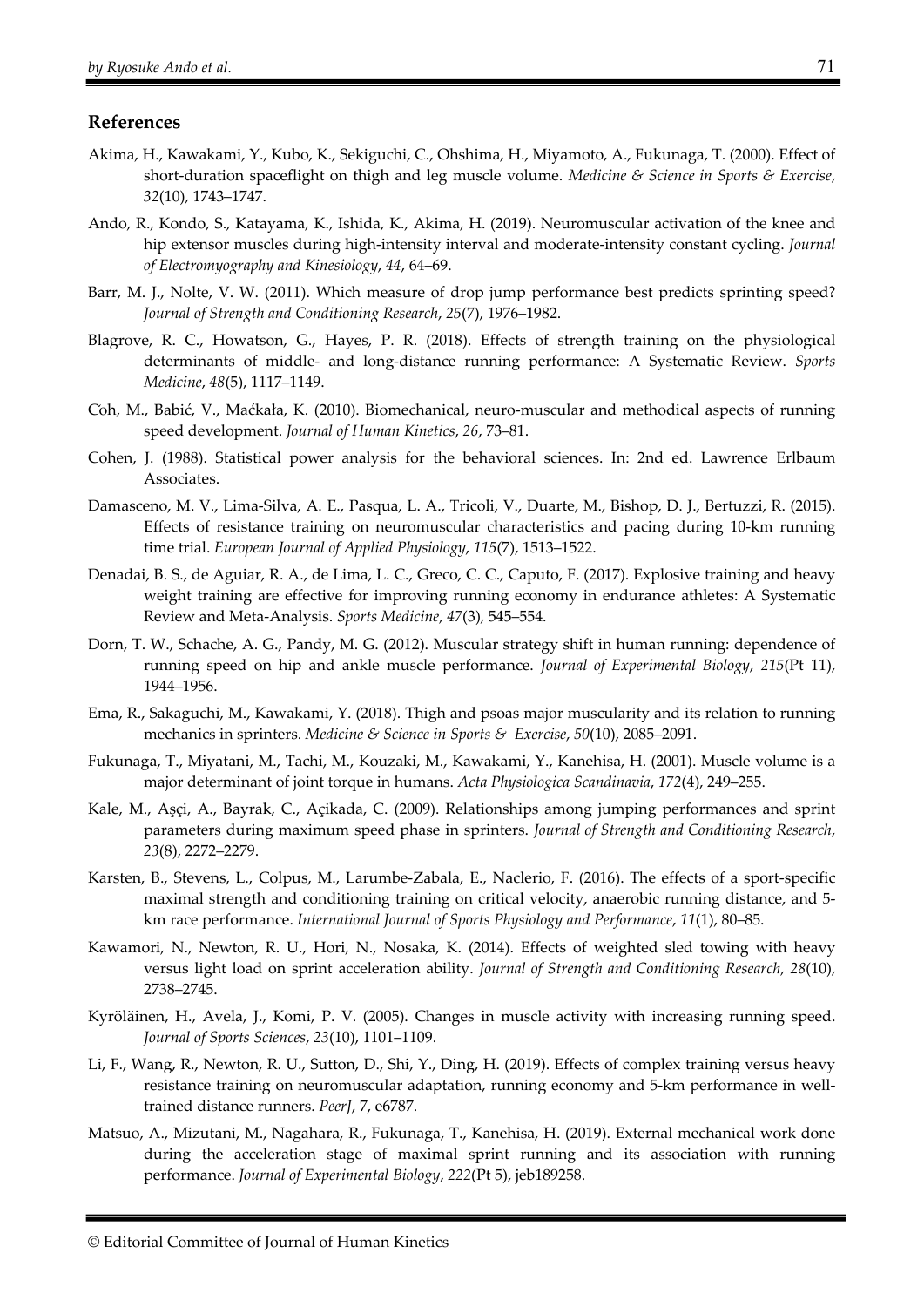## References

Akima, H., Kawakami, Y., Kubo, K., Sekiguchi, C., Ohshima, H., Miyamoto, A., Fukunaga, T. (2000). Effect of short-duration spaceflight on thigh and leg muscle volume. *Medicine & Science in Sports & Exercise*, *32*(10), 1743–1747.

Ando, R., Kondo, S., Katayama, K., Ishida, K., Akima, H. (2019). Neuromuscular activation of the knee and hip extensor muscles during high-intensity interval and moderate-intensity constant cycling. *Journal of Electromyography and Kinesiology*, *44*, 64–69.

Barr, M. J., Nolte, V. W. (2011). Which measure of drop jump performance best predicts sprinting speed? *Journal of Strength and Conditioning Research*, *25*(7), 1976–1982.

Blagrove, R. C., Howatson, G., Hayes, P. R. (2018). Effects of strength training on the physiological determinants of middle- and long-distance running performance: A Systematic Review. *Sports Medicine*, *48*(5), 1117–1149.

Coh, M., Babić, V., Maćkała, K. (2010). Biomechanical, neuro-muscular and methodical aspects of running speed development. *Journal of Human Kinetics*, *26*, 73–81.

Cohen, J. (1988). Statistical power analysis for the behavioral sciences. In: 2nd ed. Lawrence Erlbaum Associates.

Damasceno, M. V., Lima-Silva, A. E., Pasqua, L. A., Tricoli, V., Duarte, M., Bishop, D. J., Bertuzzi, R. (2015). Effects of resistance training on neuromuscular characteristics and pacing during 10-km running time trial. *European Journal of Applied Physiology*, *115*(7), 1513–1522.

Denadai, B. S., de Aguiar, R. A., de Lima, L. C., Greco, C. C., Caputo, F. (2017). Explosive training and heavy weight training are effective for improving running economy in endurance athletes: A Systematic Review and Meta-Analysis. *Sports Medicine*, *47*(3), 545–554.

Dorn, T. W., Schache, A. G., Pandy, M. G. (2012). Muscular strategy shift in human running: dependence of running speed on hip and ankle muscle performance. *Journal of Experimental Biology*, *215*(Pt 11), 1944–1956.

Ema, R., Sakaguchi, M., Kawakami, Y. (2018). Thigh and psoas major muscularity and its relation to running mechanics in sprinters. *Medicine & Science in Sports & Exercise*, *50*(10), 2085–2091.

Fukunaga, T., Miyatani, M., Tachi, M., Kouzaki, M., Kawakami, Y., Kanehisa, H. (2001). Muscle volume is a major determinant of joint torque in humans. *Acta Physiologica Scandinavia*, *172*(4), 249–255.

Kale, M., Aşçi, A., Bayrak, C., Açikada, C. (2009). Relationships among jumping performances and sprint parameters during maximum speed phase in sprinters. *Journal of Strength and Conditioning Research*, *23*(8), 2272–2279.

Karsten, B., Stevens, L., Colpus, M., Larumbe-Zabala, E., Naclerio, F. (2016). The effects of a sport-specific maximal strength and conditioning training on critical velocity, anaerobic running distance, and 5-km race performance. *International Journal of Sports Physiology and Performance*, *11*(1), 80–85.

Kawamori, N., Newton, R. U., Hori, N., Nosaka, K. (2014). Effects of weighted sled towing with heavy versus light load on sprint acceleration ability. *Journal of Strength and Conditioning Research*, *28*(10), 2738–2745.

Kyröläinen, H., Avela, J., Komi, P. V. (2005). Changes in muscle activity with increasing running speed. *Journal of Sports Sciences*, *23*(10), 1101–1109.

Li, F., Wang, R., Newton, R. U., Sutton, D., Shi, Y., Ding, H. (2019). Effects of complex training versus heavy resistance training on neuromuscular adaptation, running economy and 5-km performance in well-trained distance runners. *PeerJ*, 7, e6787.

Matsuo, A., Mizutani, M., Nagahara, R., Fukunaga, T., Kanehisa, H. (2019). External mechanical work done during the acceleration stage of maximal sprint running and its association with running performance. *Journal of Experimental Biology*, *222*(Pt 5), jeb189258.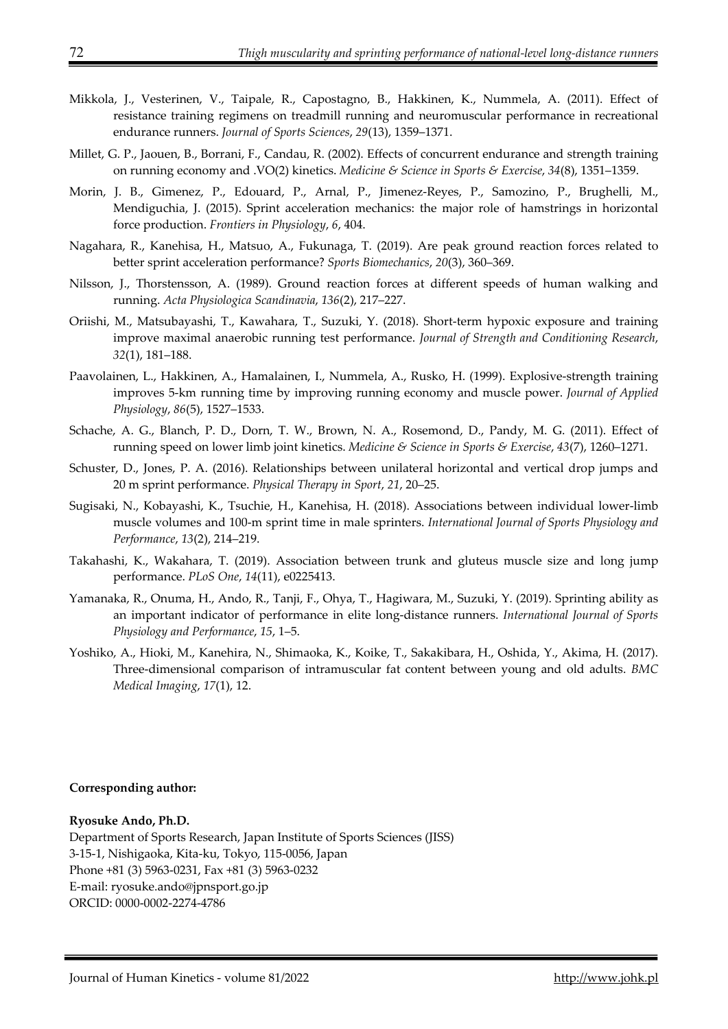Mikkola, J., Vesterinen, V., Taipale, R., Capostagno, B., Hakkinen, K., Nummela, A. (2011). Effect of resistance training regimens on treadmill running and neuromuscular performance in recreational endurance runners. *Journal of Sports Sciences*, *29*(13), 1359–1371.

Millet, G. P., Jaouen, B., Borrani, F., Candau, R. (2002). Effects of concurrent endurance and strength training on running economy and .VO(2) kinetics. *Medicine & Science in Sports & Exercise*, *34*(8), 1351–1359.

Morin, J. B., Gimenez, P., Edouard, P., Arnal, P., Jimenez-Reyes, P., Samozino, P., Brughelli, M., Mendiguchia, J. (2015). Sprint acceleration mechanics: the major role of hamstrings in horizontal force production. *Frontiers in Physiology*, *6*, 404.

Nagahara, R., Kanehisa, H., Matsuo, A., Fukunaga, T. (2019). Are peak ground reaction forces related to better sprint acceleration performance? *Sports Biomechanics*, *20*(3), 360–369.

Nilsson, J., Thorstensson, A. (1989). Ground reaction forces at different speeds of human walking and running. *Acta Physiologica Scandinavia*, *136*(2), 217–227.

Oriishi, M., Matsubayashi, T., Kawahara, T., Suzuki, Y. (2018). Short-term hypoxic exposure and training improve maximal anaerobic running test performance. *Journal of Strength and Conditioning Research*, *32*(1), 181–188.

Paavolainen, L., Hakkinen, A., Hamalainen, I., Nummela, A., Rusko, H. (1999). Explosive-strength training improves 5-km running time by improving running economy and muscle power. *Journal of Applied Physiology*, *86*(5), 1527–1533.

Schache, A. G., Blanch, P. D., Dorn, T. W., Brown, N. A., Rosemond, D., Pandy, M. G. (2011). Effect of running speed on lower limb joint kinetics. *Medicine & Science in Sports & Exercise*, *43*(7), 1260–1271.

Schuster, D., Jones, P. A. (2016). Relationships between unilateral horizontal and vertical drop jumps and 20 m sprint performance. *Physical Therapy in Sport*, *21*, 20–25.

Sugisaki, N., Kobayashi, K., Tsuchie, H., Kanehisa, H. (2018). Associations between individual lower-limb muscle volumes and 100-m sprint time in male sprinters. *International Journal of Sports Physiology and Performance*, *13*(2), 214–219.

Takahashi, K., Wakahara, T. (2019). Association between trunk and gluteus muscle size and long jump performance. *PLoS One*, *14*(11), e0225413.

Yamanaka, R., Onuma, H., Ando, R., Tanji, F., Ohya, T., Hagiwara, M., Suzuki, Y. (2019). Sprinting ability as an important indicator of performance in elite long-distance runners. *International Journal of Sports Physiology and Performance*, *15*, 1–5.

Yoshiko, A., Hioki, M., Kanehira, N., Shimaoka, K., Koike, T., Sakakibara, H., Oshida, Y., Akima, H. (2017). Three-dimensional comparison of intramuscular fat content between young and old adults. *BMC Medical Imaging*, *17*(1), 12.

**Corresponding author:**

**Ryosuke Ando, Ph.D.**
Department of Sports Research, Japan Institute of Sports Sciences (JISS)
3-15-1, Nishigaoka, Kita-ku, Tokyo, 115-0056, Japan
Phone +81 (3) 5963-0231, Fax +81 (3) 5963-0232
E-mail: ryosuke.ando@jpnsport.go.jp
ORCID: 0000-0002-2274-4786